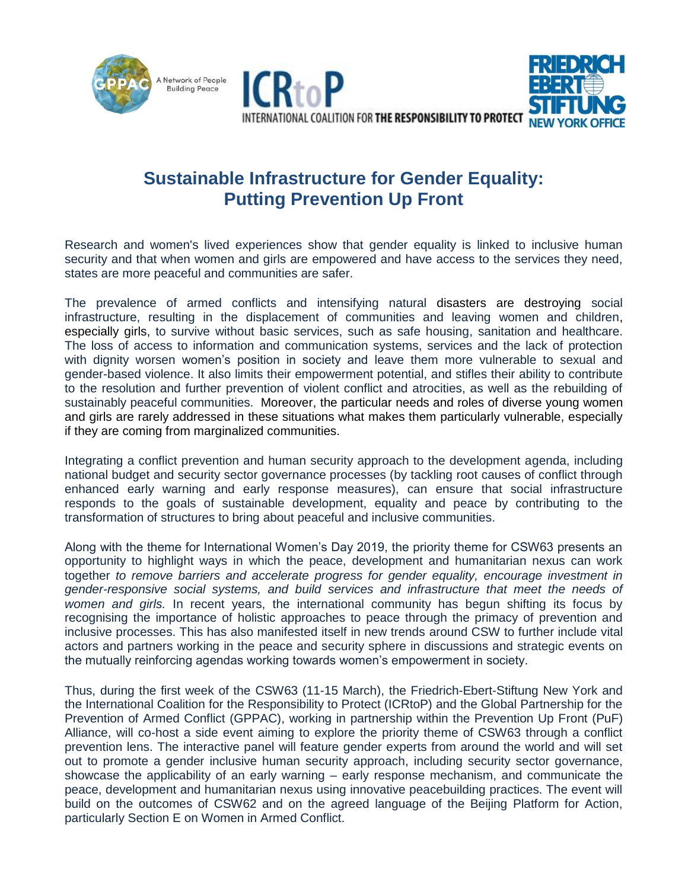GPPAC A Network of People Building Peace

ICRtoP INTERNATIONAL COALITION FOR THE RESPONSIBILITY TO PROTECT

FRIEDRICH EBERT STIFTUNG NEW YORK OFFICE

# Sustainable Infrastructure for Gender Equality: Putting Prevention Up Front

Research and women's lived experiences show that gender equality is linked to inclusive human security and that when women and girls are empowered and have access to the services they need, states are more peaceful and communities are safer.

The prevalence of armed conflicts and intensifying natural disasters are destroying social infrastructure, resulting in the displacement of communities and leaving women and children, especially girls, to survive without basic services, such as safe housing, sanitation and healthcare. The loss of access to information and communication systems, services and the lack of protection with dignity worsen women's position in society and leave them more vulnerable to sexual and gender-based violence. It also limits their empowerment potential, and stifles their ability to contribute to the resolution and further prevention of violent conflict and atrocities, as well as the rebuilding of sustainably peaceful communities. Moreover, the particular needs and roles of diverse young women and girls are rarely addressed in these situations what makes them particularly vulnerable, especially if they are coming from marginalized communities.

Integrating a conflict prevention and human security approach to the development agenda, including national budget and security sector governance processes (by tackling root causes of conflict through enhanced early warning and early response measures), can ensure that social infrastructure responds to the goals of sustainable development, equality and peace by contributing to the transformation of structures to bring about peaceful and inclusive communities.

Along with the theme for International Women's Day 2019, the priority theme for CSW63 presents an opportunity to highlight ways in which the peace, development and humanitarian nexus can work together *to remove barriers and accelerate progress for gender equality, encourage investment in gender-responsive social systems, and build services and infrastructure that meet the needs of women and girls.* In recent years, the international community has begun shifting its focus by recognising the importance of holistic approaches to peace through the primacy of prevention and inclusive processes. This has also manifested itself in new trends around CSW to further include vital actors and partners working in the peace and security sphere in discussions and strategic events on the mutually reinforcing agendas working towards women's empowerment in society.

Thus, during the first week of the CSW63 (11-15 March), the Friedrich-Ebert-Stiftung New York and the International Coalition for the Responsibility to Protect (ICRtoP) and the Global Partnership for the Prevention of Armed Conflict (GPPAC), working in partnership within the Prevention Up Front (PuF) Alliance, will co-host a side event aiming to explore the priority theme of CSW63 through a conflict prevention lens. The interactive panel will feature gender experts from around the world and will set out to promote a gender inclusive human security approach, including security sector governance, showcase the applicability of an early warning – early response mechanism, and communicate the peace, development and humanitarian nexus using innovative peacebuilding practices. The event will build on the outcomes of CSW62 and on the agreed language of the Beijing Platform for Action, particularly Section E on Women in Armed Conflict.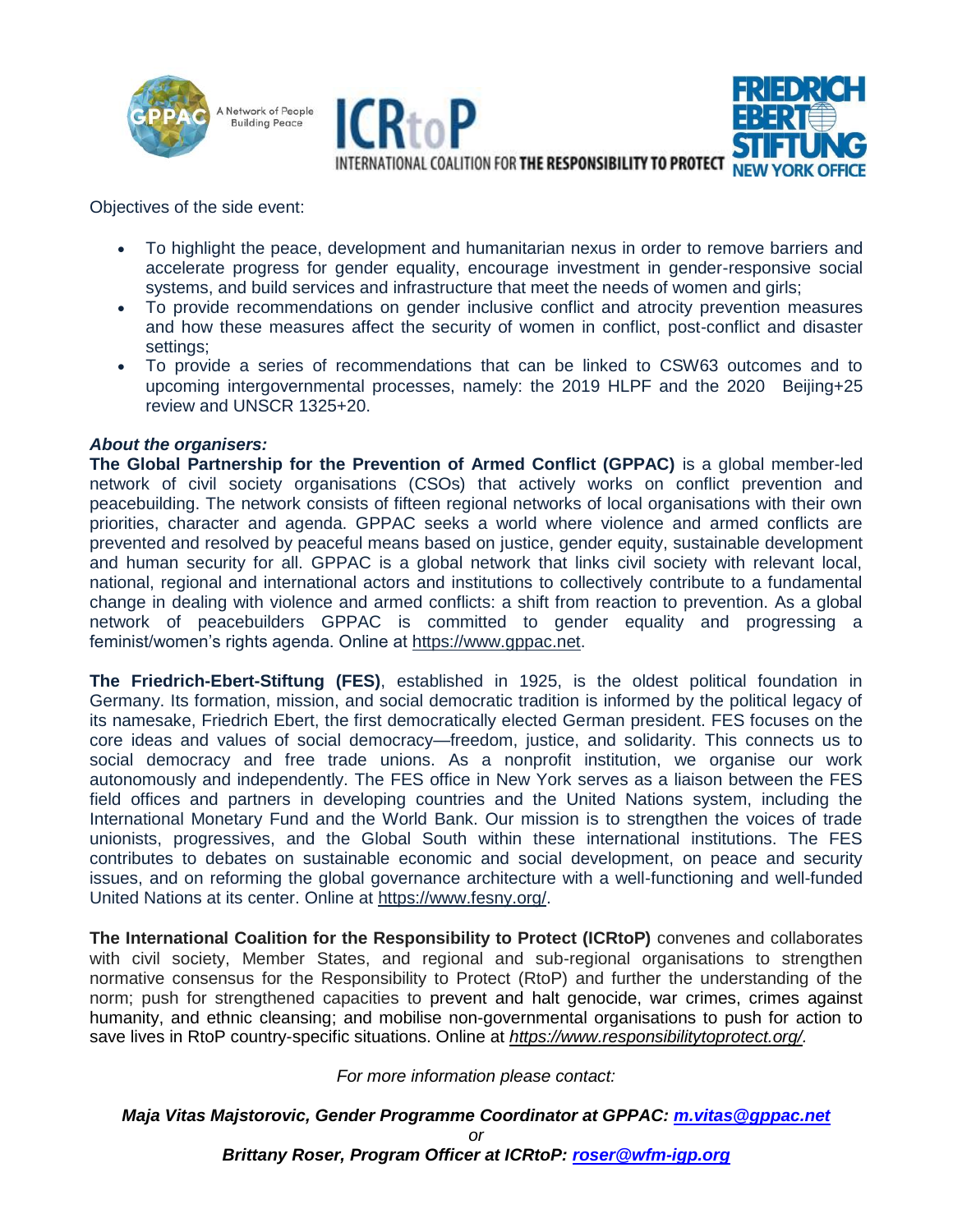Objectives of the side event:

- To highlight the peace, development and humanitarian nexus in order to remove barriers and accelerate progress for gender equality, encourage investment in gender-responsive social systems, and build services and infrastructure that meet the needs of women and girls;
- To provide recommendations on gender inclusive conflict and atrocity prevention measures and how these measures affect the security of women in conflict, post-conflict and disaster settings;
- To provide a series of recommendations that can be linked to CSW63 outcomes and to upcoming intergovernmental processes, namely: the 2019 HLPF and the 2020 Beijing+25 review and UNSCR 1325+20.

***About the organisers:***

**The Global Partnership for the Prevention of Armed Conflict (GPPAC)** is a global member-led network of civil society organisations (CSOs) that actively works on conflict prevention and peacebuilding. The network consists of fifteen regional networks of local organisations with their own priorities, character and agenda. GPPAC seeks a world where violence and armed conflicts are prevented and resolved by peaceful means based on justice, gender equity, sustainable development and human security for all. GPPAC is a global network that links civil society with relevant local, national, regional and international actors and institutions to collectively contribute to a fundamental change in dealing with violence and armed conflicts: a shift from reaction to prevention. As a global network of peacebuilders GPPAC is committed to gender equality and progressing a feminist/women's rights agenda. Online at https://www.gppac.net.

**The Friedrich-Ebert-Stiftung (FES)**, established in 1925, is the oldest political foundation in Germany. Its formation, mission, and social democratic tradition is informed by the political legacy of its namesake, Friedrich Ebert, the first democratically elected German president. FES focuses on the core ideas and values of social democracy—freedom, justice, and solidarity. This connects us to social democracy and free trade unions. As a nonprofit institution, we organise our work autonomously and independently. The FES office in New York serves as a liaison between the FES field offices and partners in developing countries and the United Nations system, including the International Monetary Fund and the World Bank. Our mission is to strengthen the voices of trade unionists, progressives, and the Global South within these international institutions. The FES contributes to debates on sustainable economic and social development, on peace and security issues, and on reforming the global governance architecture with a well-functioning and well-funded United Nations at its center. Online at https://www.fesny.org/.

**The International Coalition for the Responsibility to Protect (ICRtoP)** convenes and collaborates with civil society, Member States, and regional and sub-regional organisations to strengthen normative consensus for the Responsibility to Protect (RtoP) and further the understanding of the norm; push for strengthened capacities to prevent and halt genocide, war crimes, crimes against humanity, and ethnic cleansing; and mobilise non-governmental organisations to push for action to save lives in RtoP country-specific situations. Online at *https://www.responsibilitytoprotect.org/.*

*For more information please contact:*

***Maja Vitas Majstorovic, Gender Programme Coordinator at GPPAC: m.vitas@gppac.net***

*or*

***Brittany Roser, Program Officer at ICRtoP: roser@wfm-igp.org***